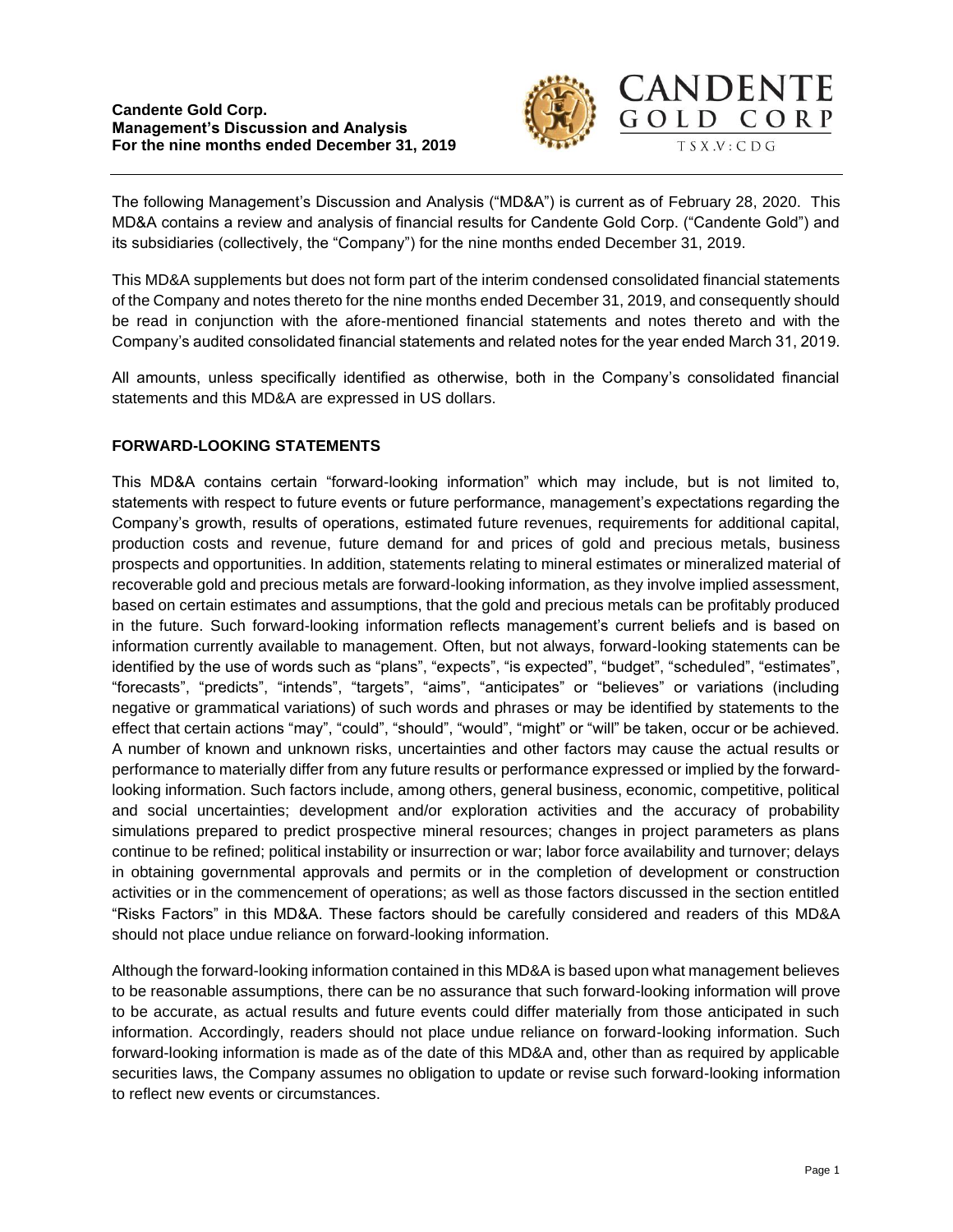**Candente Gold Corp.**
**Management's Discussion and Analysis**
**For the nine months ended December 31, 2019**

The following Management's Discussion and Analysis ("MD&A") is current as of February 28, 2020. This MD&A contains a review and analysis of financial results for Candente Gold Corp. ("Candente Gold") and its subsidiaries (collectively, the "Company") for the nine months ended December 31, 2019.

This MD&A supplements but does not form part of the interim condensed consolidated financial statements of the Company and notes thereto for the nine months ended December 31, 2019, and consequently should be read in conjunction with the afore-mentioned financial statements and notes thereto and with the Company's audited consolidated financial statements and related notes for the year ended March 31, 2019.

All amounts, unless specifically identified as otherwise, both in the Company's consolidated financial statements and this MD&A are expressed in US dollars.

## FORWARD-LOOKING STATEMENTS

This MD&A contains certain "forward-looking information" which may include, but is not limited to, statements with respect to future events or future performance, management's expectations regarding the Company's growth, results of operations, estimated future revenues, requirements for additional capital, production costs and revenue, future demand for and prices of gold and precious metals, business prospects and opportunities. In addition, statements relating to mineral estimates or mineralized material of recoverable gold and precious metals are forward-looking information, as they involve implied assessment, based on certain estimates and assumptions, that the gold and precious metals can be profitably produced in the future. Such forward-looking information reflects management's current beliefs and is based on information currently available to management. Often, but not always, forward-looking statements can be identified by the use of words such as "plans", "expects", "is expected", "budget", "scheduled", "estimates", "forecasts", "predicts", "intends", "targets", "aims", "anticipates" or "believes" or variations (including negative or grammatical variations) of such words and phrases or may be identified by statements to the effect that certain actions "may", "could", "should", "would", "might" or "will" be taken, occur or be achieved. A number of known and unknown risks, uncertainties and other factors may cause the actual results or performance to materially differ from any future results or performance expressed or implied by the forward-looking information. Such factors include, among others, general business, economic, competitive, political and social uncertainties; development and/or exploration activities and the accuracy of probability simulations prepared to predict prospective mineral resources; changes in project parameters as plans continue to be refined; political instability or insurrection or war; labor force availability and turnover; delays in obtaining governmental approvals and permits or in the completion of development or construction activities or in the commencement of operations; as well as those factors discussed in the section entitled "Risks Factors" in this MD&A. These factors should be carefully considered and readers of this MD&A should not place undue reliance on forward-looking information.

Although the forward-looking information contained in this MD&A is based upon what management believes to be reasonable assumptions, there can be no assurance that such forward-looking information will prove to be accurate, as actual results and future events could differ materially from those anticipated in such information. Accordingly, readers should not place undue reliance on forward-looking information. Such forward-looking information is made as of the date of this MD&A and, other than as required by applicable securities laws, the Company assumes no obligation to update or revise such forward-looking information to reflect new events or circumstances.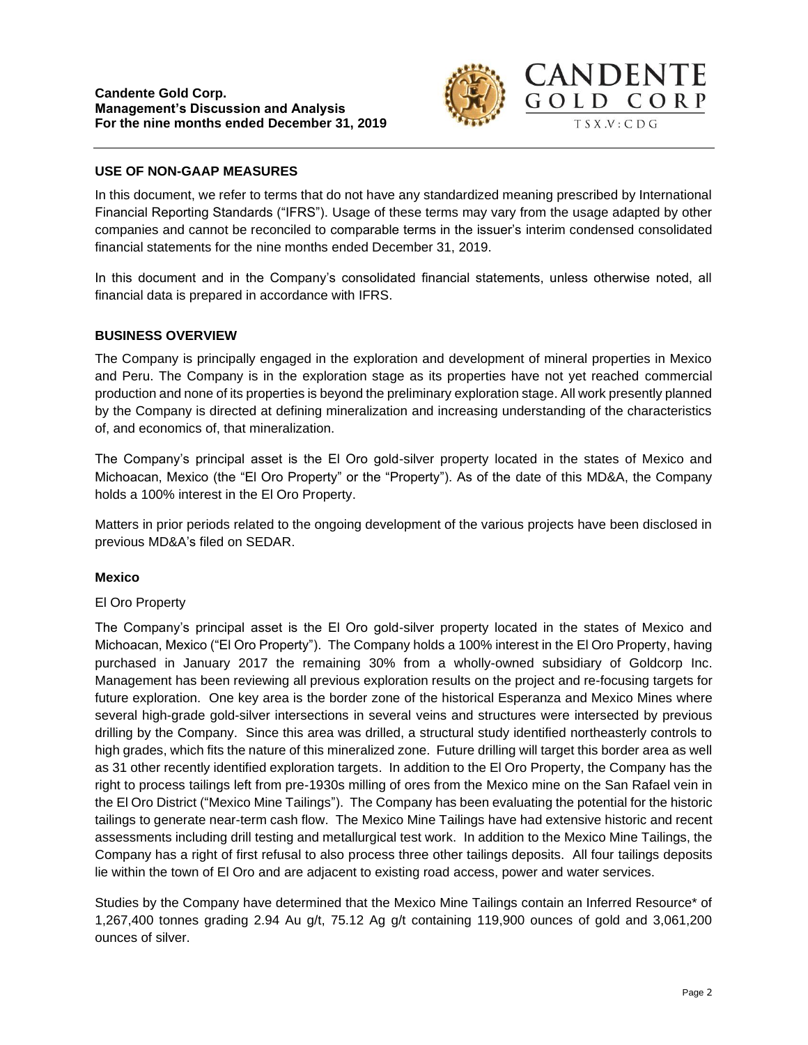## USE OF NON-GAAP MEASURES

In this document, we refer to terms that do not have any standardized meaning prescribed by International Financial Reporting Standards ("IFRS"). Usage of these terms may vary from the usage adapted by other companies and cannot be reconciled to comparable terms in the issuer's interim condensed consolidated financial statements for the nine months ended December 31, 2019.

In this document and in the Company's consolidated financial statements, unless otherwise noted, all financial data is prepared in accordance with IFRS.

## BUSINESS OVERVIEW

The Company is principally engaged in the exploration and development of mineral properties in Mexico and Peru. The Company is in the exploration stage as its properties have not yet reached commercial production and none of its properties is beyond the preliminary exploration stage. All work presently planned by the Company is directed at defining mineralization and increasing understanding of the characteristics of, and economics of, that mineralization.

The Company's principal asset is the El Oro gold-silver property located in the states of Mexico and Michoacan, Mexico (the "El Oro Property" or the "Property"). As of the date of this MD&A, the Company holds a 100% interest in the El Oro Property.

Matters in prior periods related to the ongoing development of the various projects have been disclosed in previous MD&A's filed on SEDAR.

### Mexico

El Oro Property

The Company's principal asset is the El Oro gold-silver property located in the states of Mexico and Michoacan, Mexico ("El Oro Property"). The Company holds a 100% interest in the El Oro Property, having purchased in January 2017 the remaining 30% from a wholly-owned subsidiary of Goldcorp Inc. Management has been reviewing all previous exploration results on the project and re-focusing targets for future exploration. One key area is the border zone of the historical Esperanza and Mexico Mines where several high-grade gold-silver intersections in several veins and structures were intersected by previous drilling by the Company. Since this area was drilled, a structural study identified northeasterly controls to high grades, which fits the nature of this mineralized zone. Future drilling will target this border area as well as 31 other recently identified exploration targets. In addition to the El Oro Property, the Company has the right to process tailings left from pre-1930s milling of ores from the Mexico mine on the San Rafael vein in the El Oro District ("Mexico Mine Tailings"). The Company has been evaluating the potential for the historic tailings to generate near-term cash flow. The Mexico Mine Tailings have had extensive historic and recent assessments including drill testing and metallurgical test work. In addition to the Mexico Mine Tailings, the Company has a right of first refusal to also process three other tailings deposits. All four tailings deposits lie within the town of El Oro and are adjacent to existing road access, power and water services.

Studies by the Company have determined that the Mexico Mine Tailings contain an Inferred Resource* of 1,267,400 tonnes grading 2.94 Au g/t, 75.12 Ag g/t containing 119,900 ounces of gold and 3,061,200 ounces of silver.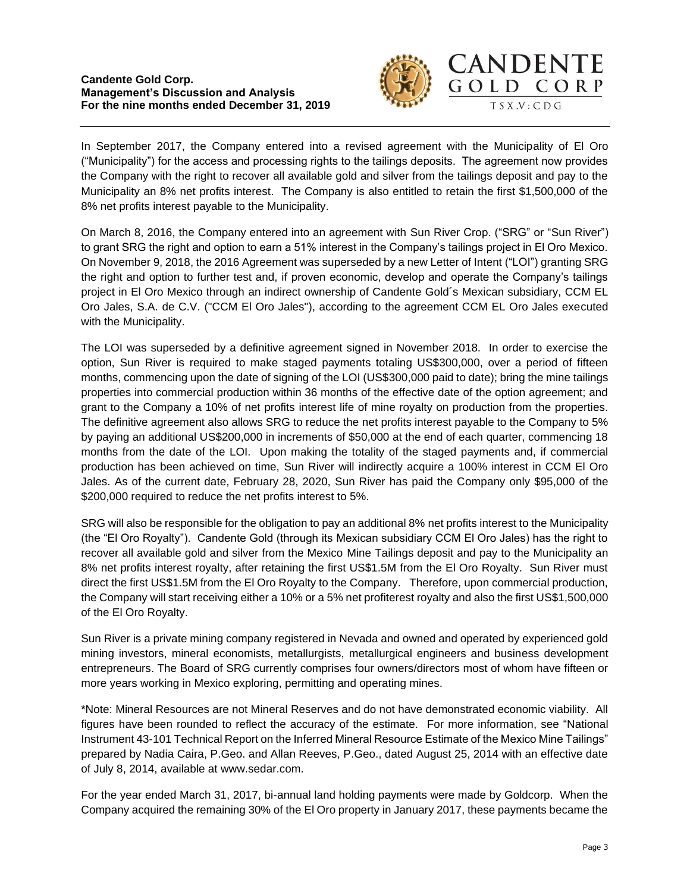In September 2017, the Company entered into a revised agreement with the Municipality of El Oro ("Municipality") for the access and processing rights to the tailings deposits. The agreement now provides the Company with the right to recover all available gold and silver from the tailings deposit and pay to the Municipality an 8% net profits interest. The Company is also entitled to retain the first $1,500,000 of the 8% net profits interest payable to the Municipality.

On March 8, 2016, the Company entered into an agreement with Sun River Crop. ("SRG" or "Sun River") to grant SRG the right and option to earn a 51% interest in the Company's tailings project in El Oro Mexico. On November 9, 2018, the 2016 Agreement was superseded by a new Letter of Intent ("LOI") granting SRG the right and option to further test and, if proven economic, develop and operate the Company's tailings project in El Oro Mexico through an indirect ownership of Candente Gold´s Mexican subsidiary, CCM EL Oro Jales, S.A. de C.V. ("CCM El Oro Jales"), according to the agreement CCM EL Oro Jales executed with the Municipality.

The LOI was superseded by a definitive agreement signed in November 2018. In order to exercise the option, Sun River is required to make staged payments totaling US$300,000, over a period of fifteen months, commencing upon the date of signing of the LOI (US$300,000 paid to date); bring the mine tailings properties into commercial production within 36 months of the effective date of the option agreement; and grant to the Company a 10% of net profits interest life of mine royalty on production from the properties. The definitive agreement also allows SRG to reduce the net profits interest payable to the Company to 5% by paying an additional US$200,000 in increments of $50,000 at the end of each quarter, commencing 18 months from the date of the LOI. Upon making the totality of the staged payments and, if commercial production has been achieved on time, Sun River will indirectly acquire a 100% interest in CCM El Oro Jales. As of the current date, February 28, 2020, Sun River has paid the Company only $95,000 of the $200,000 required to reduce the net profits interest to 5%.

SRG will also be responsible for the obligation to pay an additional 8% net profits interest to the Municipality (the "El Oro Royalty"). Candente Gold (through its Mexican subsidiary CCM El Oro Jales) has the right to recover all available gold and silver from the Mexico Mine Tailings deposit and pay to the Municipality an 8% net profits interest royalty, after retaining the first US$1.5M from the El Oro Royalty. Sun River must direct the first US$1.5M from the El Oro Royalty to the Company. Therefore, upon commercial production, the Company will start receiving either a 10% or a 5% net profiterest royalty and also the first US$1,500,000 of the El Oro Royalty.

Sun River is a private mining company registered in Nevada and owned and operated by experienced gold mining investors, mineral economists, metallurgists, metallurgical engineers and business development entrepreneurs. The Board of SRG currently comprises four owners/directors most of whom have fifteen or more years working in Mexico exploring, permitting and operating mines.

*Note: Mineral Resources are not Mineral Reserves and do not have demonstrated economic viability. All figures have been rounded to reflect the accuracy of the estimate. For more information, see "National Instrument 43-101 Technical Report on the Inferred Mineral Resource Estimate of the Mexico Mine Tailings" prepared by Nadia Caira, P.Geo. and Allan Reeves, P.Geo., dated August 25, 2014 with an effective date of July 8, 2014, available at www.sedar.com.

For the year ended March 31, 2017, bi-annual land holding payments were made by Goldcorp. When the Company acquired the remaining 30% of the El Oro property in January 2017, these payments became the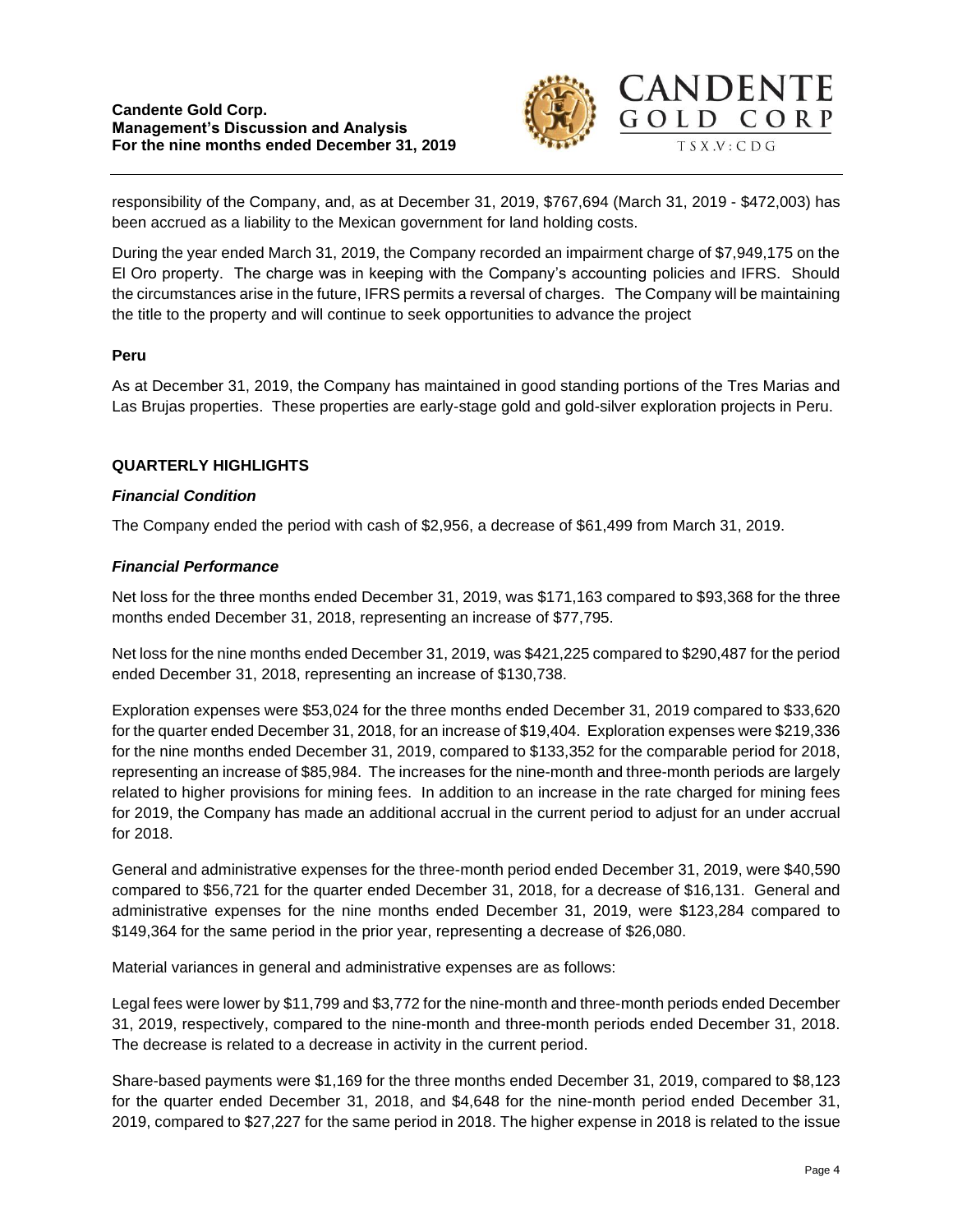responsibility of the Company, and, as at December 31, 2019, $767,694 (March 31, 2019 - $472,003) has been accrued as a liability to the Mexican government for land holding costs.

During the year ended March 31, 2019, the Company recorded an impairment charge of $7,949,175 on the El Oro property. The charge was in keeping with the Company's accounting policies and IFRS. Should the circumstances arise in the future, IFRS permits a reversal of charges. The Company will be maintaining the title to the property and will continue to seek opportunities to advance the project

**Peru**

As at December 31, 2019, the Company has maintained in good standing portions of the Tres Marias and Las Brujas properties. These properties are early-stage gold and gold-silver exploration projects in Peru.

## QUARTERLY HIGHLIGHTS

### *Financial Condition*

The Company ended the period with cash of $2,956, a decrease of $61,499 from March 31, 2019.

### *Financial Performance*

Net loss for the three months ended December 31, 2019, was $171,163 compared to $93,368 for the three months ended December 31, 2018, representing an increase of $77,795.

Net loss for the nine months ended December 31, 2019, was $421,225 compared to $290,487 for the period ended December 31, 2018, representing an increase of $130,738.

Exploration expenses were $53,024 for the three months ended December 31, 2019 compared to $33,620 for the quarter ended December 31, 2018, for an increase of $19,404. Exploration expenses were $219,336 for the nine months ended December 31, 2019, compared to $133,352 for the comparable period for 2018, representing an increase of $85,984. The increases for the nine-month and three-month periods are largely related to higher provisions for mining fees. In addition to an increase in the rate charged for mining fees for 2019, the Company has made an additional accrual in the current period to adjust for an under accrual for 2018.

General and administrative expenses for the three-month period ended December 31, 2019, were $40,590 compared to $56,721 for the quarter ended December 31, 2018, for a decrease of $16,131. General and administrative expenses for the nine months ended December 31, 2019, were $123,284 compared to $149,364 for the same period in the prior year, representing a decrease of $26,080.

Material variances in general and administrative expenses are as follows:

Legal fees were lower by $11,799 and $3,772 for the nine-month and three-month periods ended December 31, 2019, respectively, compared to the nine-month and three-month periods ended December 31, 2018. The decrease is related to a decrease in activity in the current period.

Share-based payments were $1,169 for the three months ended December 31, 2019, compared to $8,123 for the quarter ended December 31, 2018, and $4,648 for the nine-month period ended December 31, 2019, compared to $27,227 for the same period in 2018. The higher expense in 2018 is related to the issue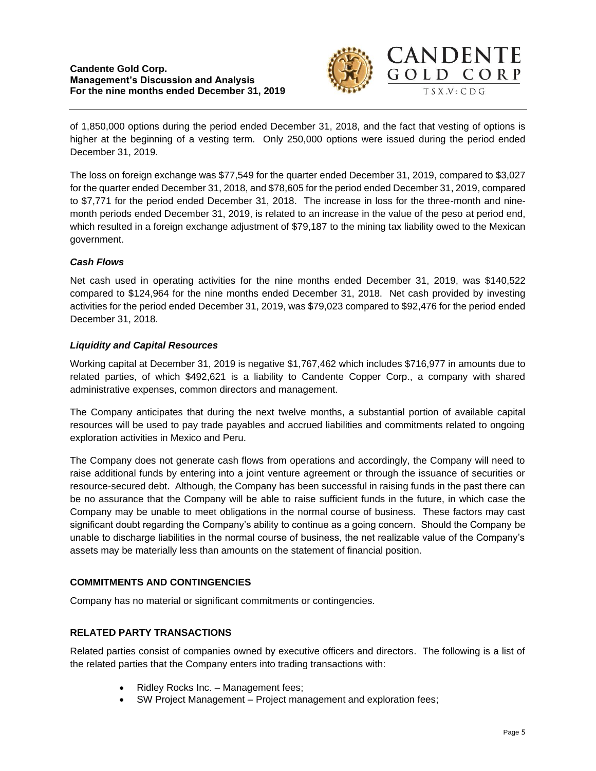of 1,850,000 options during the period ended December 31, 2018, and the fact that vesting of options is higher at the beginning of a vesting term. Only 250,000 options were issued during the period ended December 31, 2019.

The loss on foreign exchange was $77,549 for the quarter ended December 31, 2019, compared to $3,027 for the quarter ended December 31, 2018, and $78,605 for the period ended December 31, 2019, compared to $7,771 for the period ended December 31, 2018. The increase in loss for the three-month and nine-month periods ended December 31, 2019, is related to an increase in the value of the peso at period end, which resulted in a foreign exchange adjustment of $79,187 to the mining tax liability owed to the Mexican government.

### *Cash Flows*

Net cash used in operating activities for the nine months ended December 31, 2019, was $140,522 compared to $124,964 for the nine months ended December 31, 2018. Net cash provided by investing activities for the period ended December 31, 2019, was $79,023 compared to $92,476 for the period ended December 31, 2018.

### *Liquidity and Capital Resources*

Working capital at December 31, 2019 is negative $1,767,462 which includes $716,977 in amounts due to related parties, of which $492,621 is a liability to Candente Copper Corp., a company with shared administrative expenses, common directors and management.

The Company anticipates that during the next twelve months, a substantial portion of available capital resources will be used to pay trade payables and accrued liabilities and commitments related to ongoing exploration activities in Mexico and Peru.

The Company does not generate cash flows from operations and accordingly, the Company will need to raise additional funds by entering into a joint venture agreement or through the issuance of securities or resource-secured debt. Although, the Company has been successful in raising funds in the past there can be no assurance that the Company will be able to raise sufficient funds in the future, in which case the Company may be unable to meet obligations in the normal course of business. These factors may cast significant doubt regarding the Company's ability to continue as a going concern. Should the Company be unable to discharge liabilities in the normal course of business, the net realizable value of the Company's assets may be materially less than amounts on the statement of financial position.

## COMMITMENTS AND CONTINGENCIES

Company has no material or significant commitments or contingencies.

## RELATED PARTY TRANSACTIONS

Related parties consist of companies owned by executive officers and directors. The following is a list of the related parties that the Company enters into trading transactions with:

- Ridley Rocks Inc. – Management fees;
- SW Project Management – Project management and exploration fees;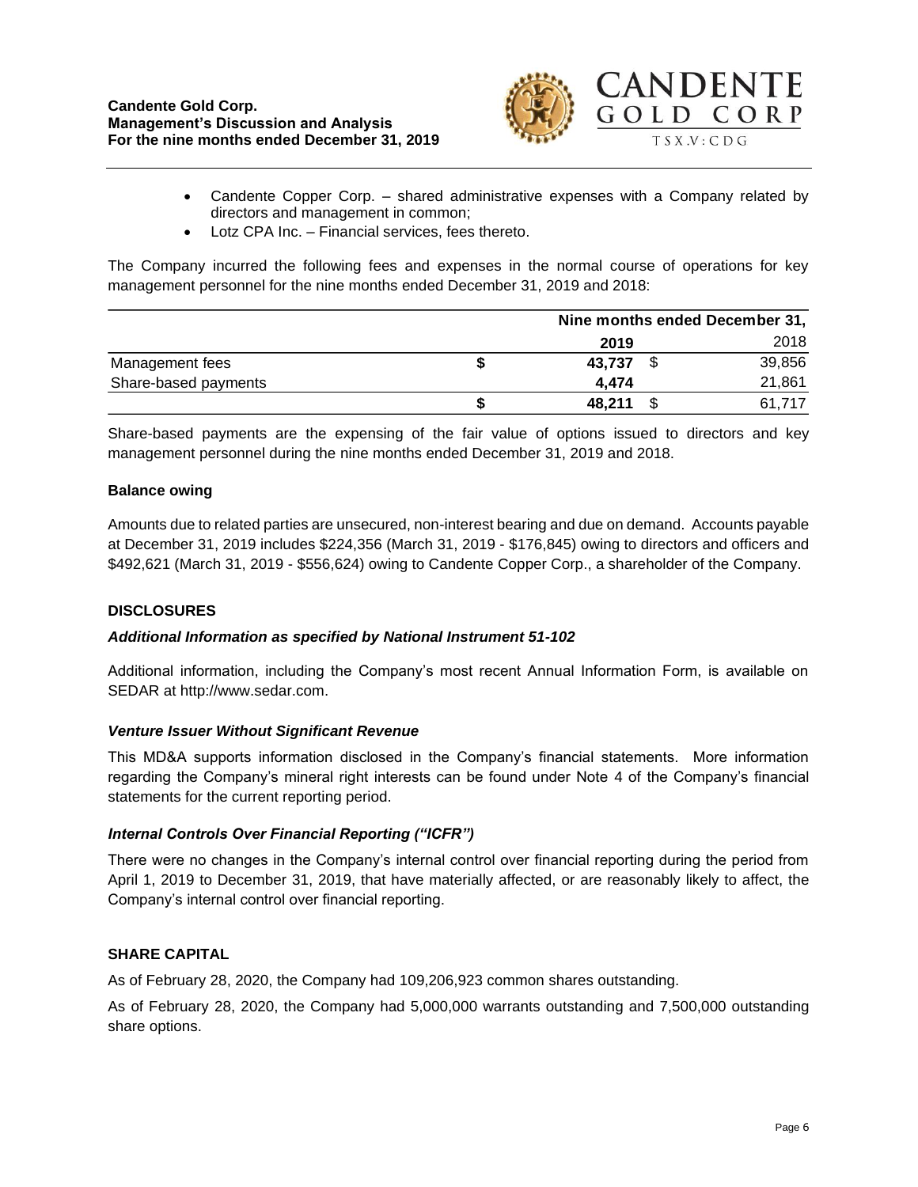- Candente Copper Corp. – shared administrative expenses with a Company related by directors and management in common;
- Lotz CPA Inc. – Financial services, fees thereto.

The Company incurred the following fees and expenses in the normal course of operations for key management personnel for the nine months ended December 31, 2019 and 2018:

| | Nine months ended December 31, | |
|---|---|---|
| | **2019** | 2018 |
| Management fees | **$ 43,737** | $ 39,856 |
| Share-based payments | **4,474** | 21,861 |
| | **$ 48,211** | $ 61,717 |

Share-based payments are the expensing of the fair value of options issued to directors and key management personnel during the nine months ended December 31, 2019 and 2018.

### Balance owing

Amounts due to related parties are unsecured, non-interest bearing and due on demand. Accounts payable at December 31, 2019 includes $224,356 (March 31, 2019 - $176,845) owing to directors and officers and $492,621 (March 31, 2019 - $556,624) owing to Candente Copper Corp., a shareholder of the Company.

## DISCLOSURES

### *Additional Information as specified by National Instrument 51-102*

Additional information, including the Company's most recent Annual Information Form, is available on SEDAR at http://www.sedar.com.

### *Venture Issuer Without Significant Revenue*

This MD&A supports information disclosed in the Company's financial statements. More information regarding the Company's mineral right interests can be found under Note 4 of the Company's financial statements for the current reporting period.

### *Internal Controls Over Financial Reporting ("ICFR")*

There were no changes in the Company's internal control over financial reporting during the period from April 1, 2019 to December 31, 2019, that have materially affected, or are reasonably likely to affect, the Company's internal control over financial reporting.

## SHARE CAPITAL

As of February 28, 2020, the Company had 109,206,923 common shares outstanding.

As of February 28, 2020, the Company had 5,000,000 warrants outstanding and 7,500,000 outstanding share options.